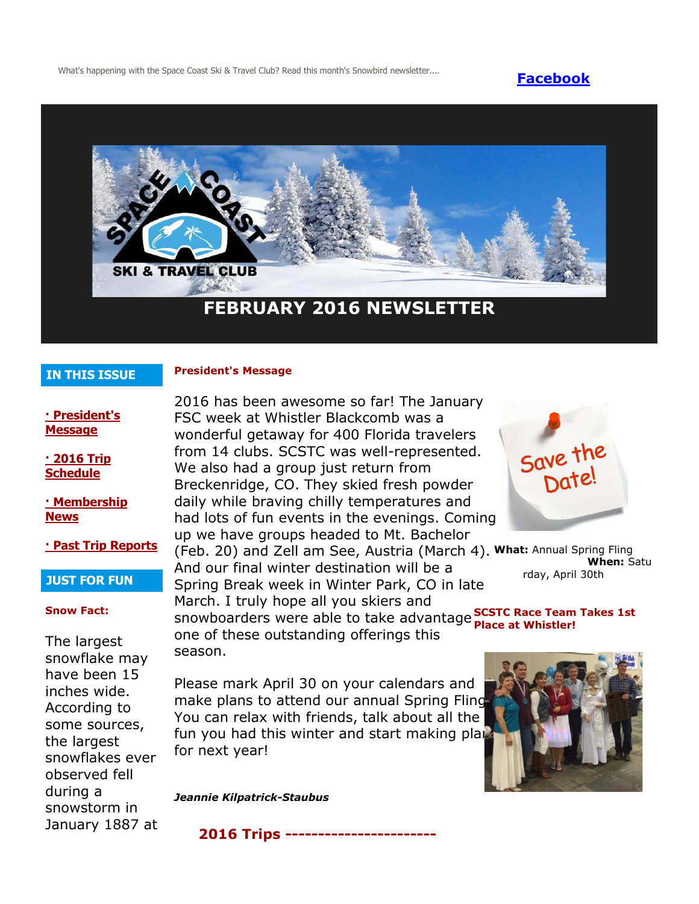What's happening with the Space Coast Ski & Travel Club? Read this month's Snowbird newsletter....

**[Facebook]**

SKI & TRAVEL CLUB

# FEBRUARY 2016 NEWSLETTER

## IN THIS ISSUE

- **· President's Message**
- **· 2016 Trip Schedule**
- **· Membership News**
- **· Past Trip Reports**

## President's Message

2016 has been awesome so far! The January FSC week at Whistler Blackcomb was a wonderful getaway for 400 Florida travelers from 14 clubs. SCSTC was well-represented. We also had a group just return from Breckenridge, CO. They skied fresh powder daily while braving chilly temperatures and had lots of fun events in the evenings. Coming up we have groups headed to Mt. Bachelor (Feb. 20) and Zell am See, Austria (March 4). And our final winter destination will be a Spring Break week in Winter Park, CO in late March. I truly hope all you skiers and snowboarders were able to take advantage one of these outstanding offerings this season.

Please mark April 30 on your calendars and make plans to attend our annual Spring Fling. You can relax with friends, talk about all the fun you had this winter and start making plans for next year!

***Jeannie Kilpatrick-Staubus***

Save the Date!

**What:** Annual Spring Fling
**When:** Saturday, April 30th

**SCSTC Race Team Takes 1st Place at Whistler!**

## JUST FOR FUN

**Snow Fact:**

The largest snowflake may have been 15 inches wide. According to some sources, the largest snowflakes ever observed fell during a snowstorm in January 1887 at

## 2016 Trips ----------------------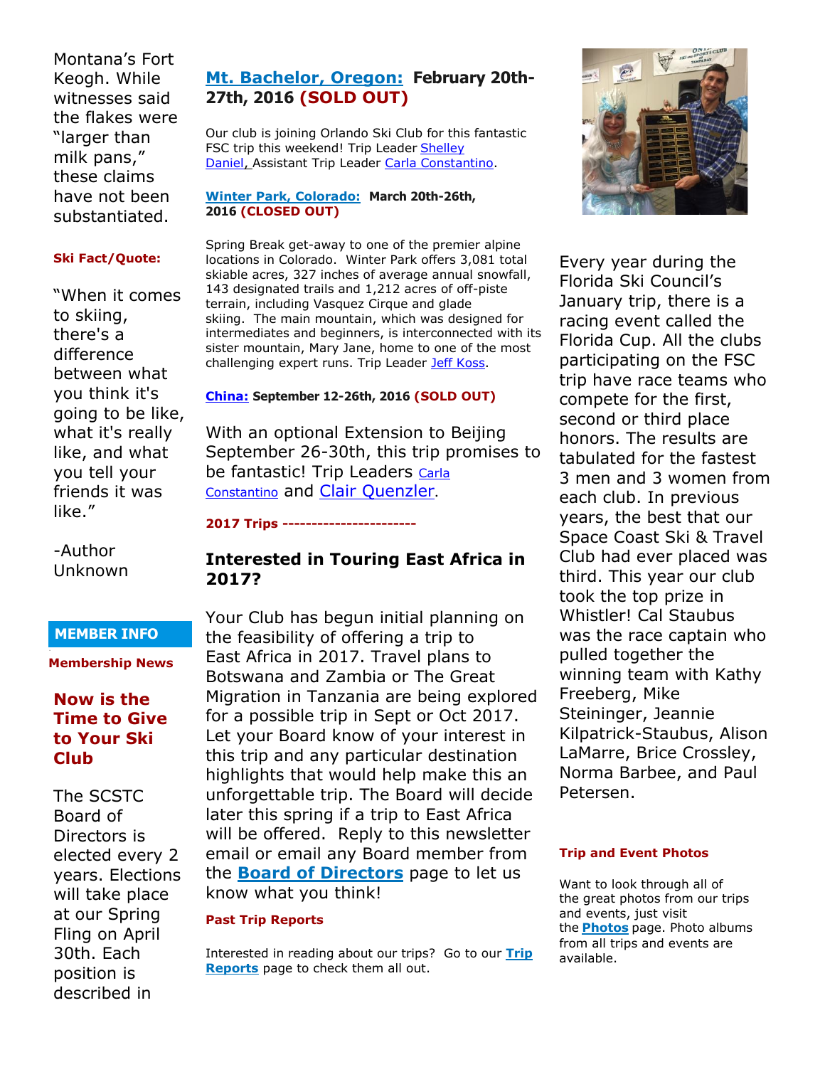Montana's Fort Keogh. While witnesses said the flakes were "larger than milk pans," these claims have not been substantiated.

**Ski Fact/Quote:**

"When it comes to skiing, there's a difference between what you think it's going to be like, what it's really like, and what you tell your friends it was like."

-Author Unknown

## MEMBER INFO

**Membership News**

### Now is the Time to Give to Your Ski Club

The SCSTC Board of Directors is elected every 2 years. Elections will take place at our Spring Fling on April 30th. Each position is described in

## Mt. Bachelor, Oregon: February 20th-27th, 2016 (SOLD OUT)

Our club is joining Orlando Ski Club for this fantastic FSC trip this weekend! Trip Leader Shelley Daniel, Assistant Trip Leader Carla Constantino.

**Winter Park, Colorado: March 20th-26th, 2016 (CLOSED OUT)**

Spring Break get-away to one of the premier alpine locations in Colorado. Winter Park offers 3,081 total skiable acres, 327 inches of average annual snowfall, 143 designated trails and 1,212 acres of off-piste terrain, including Vasquez Cirque and glade skiing. The main mountain, which was designed for intermediates and beginners, is interconnected with its sister mountain, Mary Jane, home to one of the most challenging expert runs. Trip Leader Jeff Koss.

**China: September 12-26th, 2016 (SOLD OUT)**

With an optional Extension to Beijing September 26-30th, this trip promises to be fantastic! Trip Leaders Carla Constantino and Clair Quenzler.

**2017 Trips -----------------------**

### Interested in Touring East Africa in 2017?

Your Club has begun initial planning on the feasibility of offering a trip to East Africa in 2017. Travel plans to Botswana and Zambia or The Great Migration in Tanzania are being explored for a possible trip in Sept or Oct 2017. Let your Board know of your interest in this trip and any particular destination highlights that would help make this an unforgettable trip. The Board will decide later this spring if a trip to East Africa will be offered. Reply to this newsletter email or email any Board member from the **Board of Directors** page to let us know what you think!

**Past Trip Reports**

Interested in reading about our trips? Go to our **Trip Reports** page to check them all out.

Every year during the Florida Ski Council's January trip, there is a racing event called the Florida Cup. All the clubs participating on the FSC trip have race teams who compete for the first, second or third place honors. The results are tabulated for the fastest 3 men and 3 women from each club. In previous years, the best that our Space Coast Ski & Travel Club had ever placed was third. This year our club took the top prize in Whistler! Cal Staubus was the race captain who pulled together the winning team with Kathy Freeberg, Mike Steininger, Jeannie Kilpatrick-Staubus, Alison LaMarre, Brice Crossley, Norma Barbee, and Paul Petersen.

**Trip and Event Photos**

Want to look through all of the great photos from our trips and events, just visit the **Photos** page. Photo albums from all trips and events are available.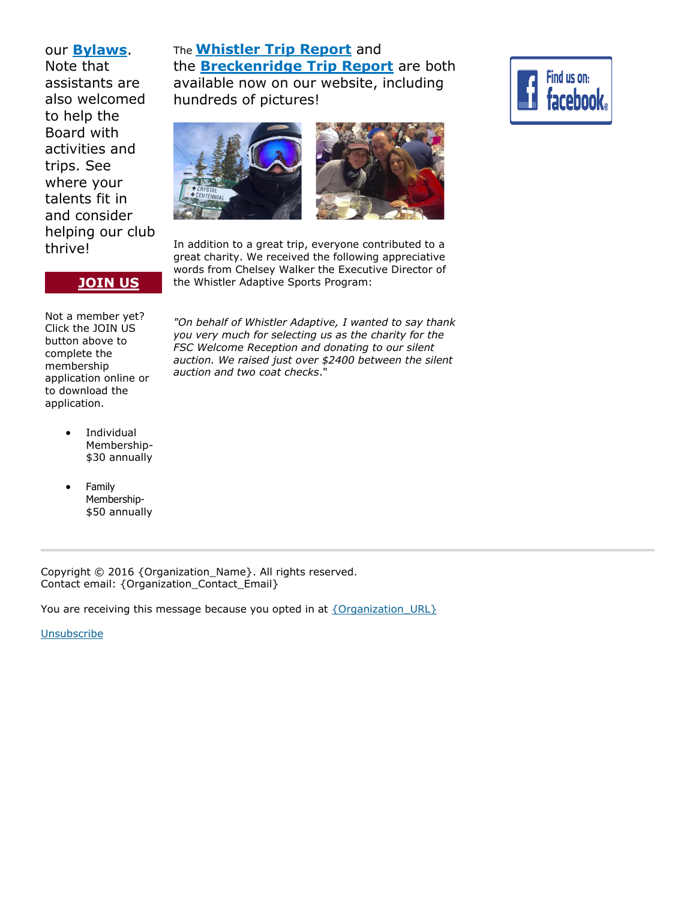our **Bylaws**. Note that assistants are also welcomed to help the Board with activities and trips. See where your talents fit in and consider helping our club thrive!

**JOIN US**

Not a member yet? Click the JOIN US button above to complete the membership application online or to download the application.

- Individual Membership- $30 annually
- Family Membership- $50 annually

The **Whistler Trip Report** and the **Breckenridge Trip Report** are both available now on our website, including hundreds of pictures!

In addition to a great trip, everyone contributed to a great charity. We received the following appreciative words from Chelsey Walker the Executive Director of the Whistler Adaptive Sports Program:

*"On behalf of Whistler Adaptive, I wanted to say thank you very much for selecting us as the charity for the FSC Welcome Reception and donating to our silent auction. We raised just over $2400 between the silent auction and two coat checks*."

Find us on: facebook

---

Copyright © 2016 {Organization_Name}. All rights reserved.
Contact email: {Organization_Contact_Email}

You are receiving this message because you opted in at {Organization_URL}

Unsubscribe